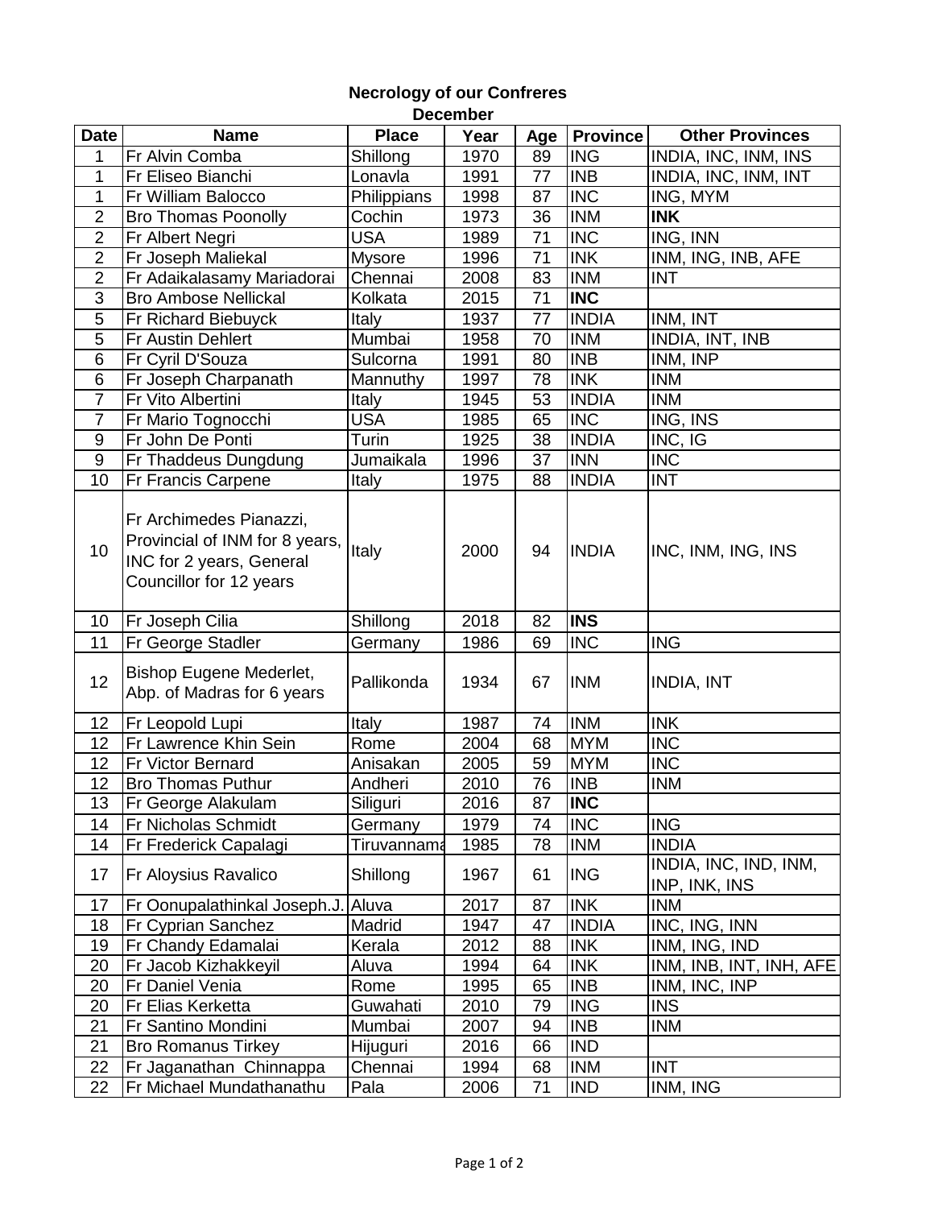## Necrology of our Confreres

### December

| Date | Name | Place | Year | Age | Province | Other Provinces |
|---|---|---|---|---|---|---|
| 1 | Fr Alvin Comba | Shillong | 1970 | 89 | ING | INDIA, INC, INM, INS |
| 1 | Fr Eliseo Bianchi | Lonavla | 1991 | 77 | INB | INDIA, INC, INM, INT |
| 1 | Fr William Balocco | Philippians | 1998 | 87 | INC | ING, MYM |
| 2 | Bro Thomas Poonolly | Cochin | 1973 | 36 | INM | **INK** |
| 2 | Fr Albert Negri | USA | 1989 | 71 | INC | ING, INN |
| 2 | Fr Joseph Maliekal | Mysore | 1996 | 71 | INK | INM, ING, INB, AFE |
| 2 | Fr Adaikalasamy Mariadorai | Chennai | 2008 | 83 | INM | INT |
| 3 | Bro Ambose Nellickal | Kolkata | 2015 | 71 | **INC** | |
| 5 | Fr Richard Biebuyck | Italy | 1937 | 77 | INDIA | INM, INT |
| 5 | Fr Austin Dehlert | Mumbai | 1958 | 70 | INM | INDIA, INT, INB |
| 6 | Fr Cyril D'Souza | Sulcorna | 1991 | 80 | INB | INM, INP |
| 6 | Fr Joseph Charpanath | Mannuthy | 1997 | 78 | INK | INM |
| 7 | Fr Vito Albertini | Italy | 1945 | 53 | INDIA | INM |
| 7 | Fr Mario Tognocchi | USA | 1985 | 65 | INC | ING, INS |
| 9 | Fr John De Ponti | Turin | 1925 | 38 | INDIA | INC, IG |
| 9 | Fr Thaddeus Dungdung | Jumaikala | 1996 | 37 | INN | INC |
| 10 | Fr Francis Carpene | Italy | 1975 | 88 | INDIA | INT |
| 10 | Fr Archimedes Pianazzi, Provincial of INM for 8 years, INC for 2 years, General Councillor for 12 years | Italy | 2000 | 94 | INDIA | INC, INM, ING, INS |
| 10 | Fr Joseph Cilia | Shillong | 2018 | 82 | **INS** | |
| 11 | Fr George Stadler | Germany | 1986 | 69 | INC | ING |
| 12 | Bishop Eugene Mederlet, Abp. of Madras for 6 years | Pallikonda | 1934 | 67 | INM | INDIA, INT |
| 12 | Fr Leopold Lupi | Italy | 1987 | 74 | INM | INK |
| 12 | Fr Lawrence Khin Sein | Rome | 2004 | 68 | MYM | INC |
| 12 | Fr Victor Bernard | Anisakan | 2005 | 59 | MYM | INC |
| 12 | Bro Thomas Puthur | Andheri | 2010 | 76 | INB | INM |
| 13 | Fr George Alakulam | Siliguri | 2016 | 87 | **INC** | |
| 14 | Fr Nicholas Schmidt | Germany | 1979 | 74 | INC | ING |
| 14 | Fr Frederick Capalagi | Tiruvannama | 1985 | 78 | INM | INDIA |
| 17 | Fr Aloysius Ravalico | Shillong | 1967 | 61 | ING | INDIA, INC, IND, INM, INP, INK, INS |
| 17 | Fr Oonupalathinkal Joseph.J. | Aluva | 2017 | 87 | INK | INM |
| 18 | Fr Cyprian Sanchez | Madrid | 1947 | 47 | INDIA | INC, ING, INN |
| 19 | Fr Chandy Edamalai | Kerala | 2012 | 88 | INK | INM, ING, IND |
| 20 | Fr Jacob Kizhakkeyil | Aluva | 1994 | 64 | INK | INM, INB, INT, INH, AFE |
| 20 | Fr Daniel Venia | Rome | 1995 | 65 | INB | INM, INC, INP |
| 20 | Fr Elias Kerketta | Guwahati | 2010 | 79 | ING | INS |
| 21 | Fr Santino Mondini | Mumbai | 2007 | 94 | INB | INM |
| 21 | Bro Romanus Tirkey | Hijuguri | 2016 | 66 | IND | |
| 22 | Fr Jaganathan Chinnappa | Chennai | 1994 | 68 | INM | INT |
| 22 | Fr Michael Mundathanathu | Pala | 2006 | 71 | IND | INM, ING |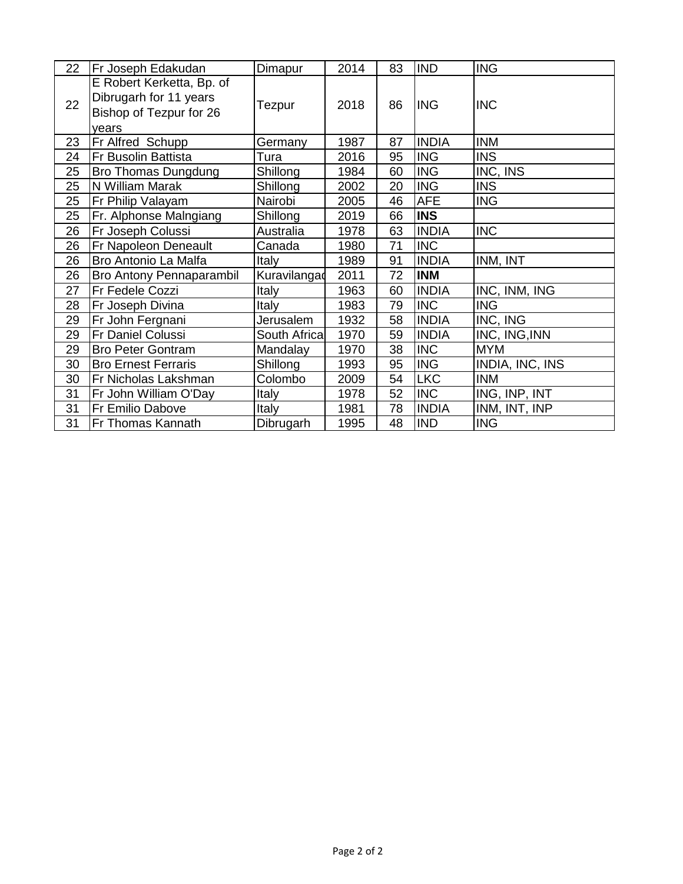| | | | | | | |
|---|---|---|---|---|---|---|
| 22 | Fr Joseph Edakudan | Dimapur | 2014 | 83 | IND | ING |
| 22 | E Robert Kerketta, Bp. of Dibrugarh for 11 years Bishop of Tezpur for 26 years | Tezpur | 2018 | 86 | ING | INC |
| 23 | Fr Alfred Schupp | Germany | 1987 | 87 | INDIA | INM |
| 24 | Fr Busolin Battista | Tura | 2016 | 95 | ING | INS |
| 25 | Bro Thomas Dungdung | Shillong | 1984 | 60 | ING | INC, INS |
| 25 | N William Marak | Shillong | 2002 | 20 | ING | INS |
| 25 | Fr Philip Valayam | Nairobi | 2005 | 46 | AFE | ING |
| 25 | Fr. Alphonse Malngiang | Shillong | 2019 | 66 | **INS** | |
| 26 | Fr Joseph Colussi | Australia | 1978 | 63 | INDIA | INC |
| 26 | Fr Napoleon Deneault | Canada | 1980 | 71 | INC | |
| 26 | Bro Antonio La Malfa | Italy | 1989 | 91 | INDIA | INM, INT |
| 26 | Bro Antony Pennaparambil | Kuravilangad | 2011 | 72 | **INM** | |
| 27 | Fr Fedele Cozzi | Italy | 1963 | 60 | INDIA | INC, INM, ING |
| 28 | Fr Joseph Divina | Italy | 1983 | 79 | INC | ING |
| 29 | Fr John Fergnani | Jerusalem | 1932 | 58 | INDIA | INC, ING |
| 29 | Fr Daniel Colussi | South Africa | 1970 | 59 | INDIA | INC, ING,INN |
| 29 | Bro Peter Gontram | Mandalay | 1970 | 38 | INC | MYM |
| 30 | Bro Ernest Ferraris | Shillong | 1993 | 95 | ING | INDIA, INC, INS |
| 30 | Fr Nicholas Lakshman | Colombo | 2009 | 54 | LKC | INM |
| 31 | Fr John William O'Day | Italy | 1978 | 52 | INC | ING, INP, INT |
| 31 | Fr Emilio Dabove | Italy | 1981 | 78 | INDIA | INM, INT, INP |
| 31 | Fr Thomas Kannath | Dibrugarh | 1995 | 48 | IND | ING |